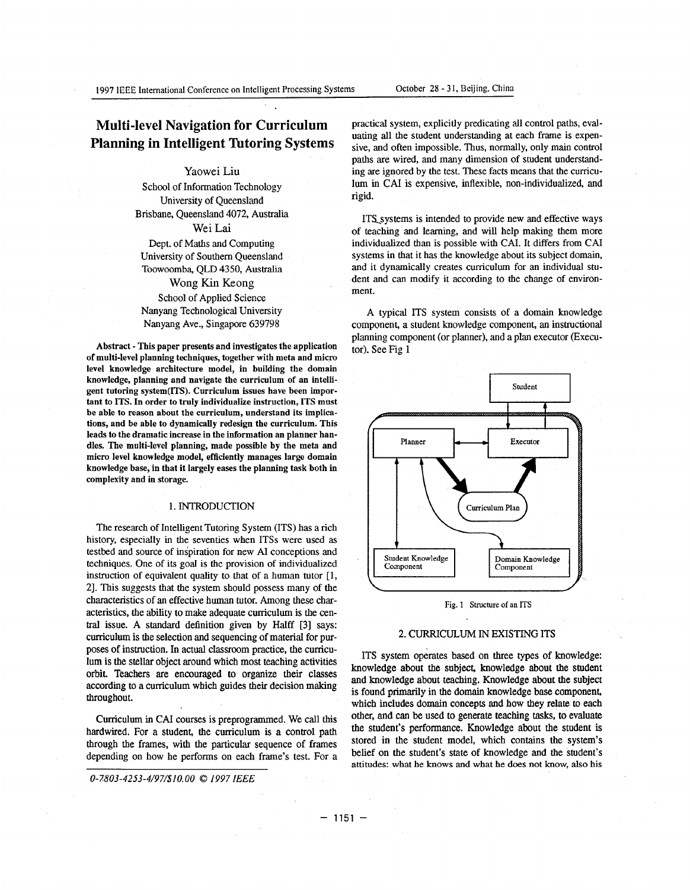# Multi-level Navigation for Curriculum Planning in Intelligent Tutoring Systems

Yaowei Liu
School of Information Technology
University of Queensland
Brisbane, Queensland 4072, Australia

Wei Lai
Dept. of Maths and Computing
University of Southern Queensland
Toowoomba, QLD 4350, Australia

Wong Kin Keong
School of Applied Science
Nanyang Technological University
Nanyang Ave., Singapore 639798

**Abstract - This paper presents and investigates the application of multi-level planning techniques, together with meta and micro level knowledge architecture model, in building the domain knowledge, planning and navigate the curriculum of an intelligent tutoring system(ITS). Curriculum issues have been important to ITS. In order to truly individualize instruction, ITS must be able to reason about the curriculum, understand its implications, and be able to dynamically redesign the curriculum. This leads to the dramatic increase in the information an planner handles. The multi-level planning, made possible by the meta and micro level knowledge model, efficiently manages large domain knowledge base, in that it largely eases the planning task both in complexity and in storage.**

## 1. INTRODUCTION

The research of Intelligent Tutoring System (ITS) has a rich history, especially in the seventies when ITSs were used as testbed and source of inspiration for new AI conceptions and techniques. One of its goal is the provision of individualized instruction of equivalent quality to that of a human tutor [1, 2]. This suggests that the system should possess many of the characteristics of an effective human tutor. Among these characteristics, the ability to make adequate curriculum is the central issue. A standard definition given by Halff [3] says: curriculum is the selection and sequencing of material for purposes of instruction. In actual classroom practice, the curriculum is the stellar object around which most teaching activities orbit. Teachers are encouraged to organize their classes according to a curriculum which guides their decision making throughout.

Curriculum in CAI courses is preprogrammed. We call this hardwired. For a student, the curriculum is a control path through the frames, with the particular sequence of frames depending on how he performs on each frame's test. For a practical system, explicitly predicating all control paths, evaluating all the student understanding at each frame is expensive, and often impossible. Thus, normally, only main control paths are wired, and many dimension of student understanding are ignored by the test. These facts means that the curriculum in CAI is expensive, inflexible, non-individualized, and rigid.

ITS systems is intended to provide new and effective ways of teaching and learning, and will help making them more individualized than is possible with CAI. It differs from CAI systems in that it has the knowledge about its subject domain, and it dynamically creates curriculum for an individual student and can modify it according to the change of environment.

A typical ITS system consists of a domain knowledge component, a student knowledge component, an instructional planning component (or planner), and a plan executor (Executor). See Fig 1

Student
Planner
Executor
Curriculum Plan
Student Knowledge Component
Domain Knowledge Component

Fig. 1 Structure of an ITS

## 2. CURRICULUM IN EXISTING ITS

ITS system operates based on three types of knowledge: knowledge about the subject, knowledge about the student and knowledge about teaching. Knowledge about the subject is found primarily in the domain knowledge base component, which includes domain concepts and how they relate to each other, and can be used to generate teaching tasks, to evaluate the student's performance. Knowledge about the student is stored in the student model, which contains the system's belief on the student's state of knowledge and the student's attitudes: what he knows and what he does not know, also his

0-7803-4253-4/97/$10.00 © 1997 IEEE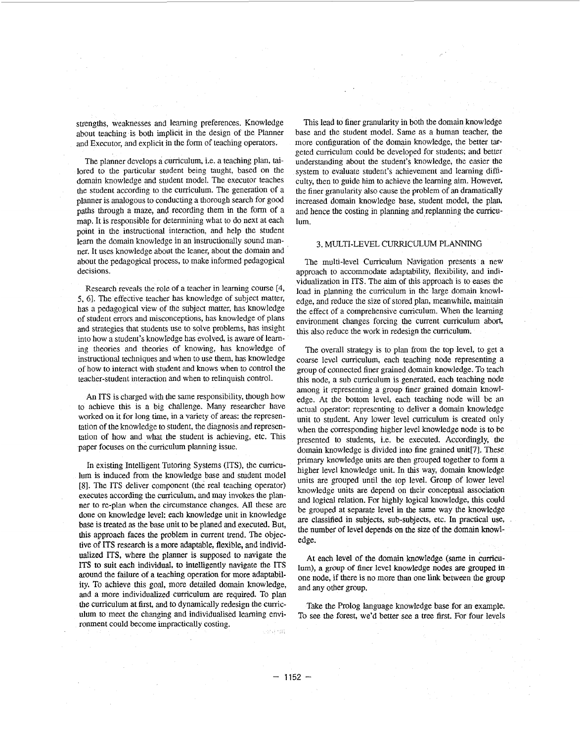strengths, weaknesses and learning preferences. Knowledge about teaching is both implicit in the design of the Planner and Executor, and explicit in the form of teaching operators.

The planner develops a curriculum, i.e. a teaching plan, tailored to the particular student being taught, based on the domain knowledge and student model. The executor teaches the student according to the curriculum. The generation of a planner is analogous to conducting a thorough search for good paths through a maze, and recording them in the form of a map. It is responsible for determining what to do next at each point in the instructional interaction, and help the student learn the domain knowledge in an instructionally sound manner. It uses knowledge about the leaner, about the domain and about the pedagogical process, to make informed pedagogical decisions.

Research reveals the role of a teacher in learning course [4, 5, 6]. The effective teacher has knowledge of subject matter, has a pedagogical view of the subject matter, has knowledge of student errors and misconceptions, has knowledge of plans and strategies that students use to solve problems, has insight into how a student's knowledge has evolved, is aware of learning theories and theories of knowing, has knowledge of instructional techniques and when to use them, has knowledge of how to interact with student and knows when to control the teacher-student interaction and when to relinquish control.

An ITS is charged with the same responsibility, though how to achieve this is a big challenge. Many researcher have worked on it for long time, in a variety of areas: the representation of the knowledge to student, the diagnosis and representation of how and what the student is achieving, etc. This paper focuses on the curriculum planning issue.

In existing Intelligent Tutoring Systems (ITS), the curriculum is induced from the knowledge base and student model [8]. The ITS deliver component (the real teaching operator) executes according the curriculum, and may invokes the planner to re-plan when the circumstance changes. All these are done on knowledge level: each knowledge unit in knowledge base is treated as the base unit to be planed and executed. But, this approach faces the problem in current trend. The objective of ITS research is a more adaptable, flexible, and individualized ITS, where the planner is supposed to navigate the ITS to suit each individual, to intelligently navigate the ITS around the failure of a teaching operation for more adaptability. To achieve this goal, more detailed domain knowledge, and a more individualized curriculum are required. To plan the curriculum at first, and to dynamically redesign the curriculum to meet the changing and individualised learning environment could become impractically costing.

This lead to finer granularity in both the domain knowledge base and the student model. Same as a human teacher, the more configuration of the domain knowledge, the better targeted curriculum could be developed for students; and better understanding about the student's knowledge, the easier the system to evaluate student's achievement and learning difficulty, then to guide him to achieve the learning aim. However, the finer granularity also cause the problem of an dramatically increased domain knowledge base, student model, the plan, and hence the costing in planning and replanning the curriculum.

## 3. MULTI-LEVEL CURRICULUM PLANNING

The multi-level Curriculum Navigation presents a new approach to accommodate adaptability, flexibility, and individualization in ITS. The aim of this approach is to eases the load in planning the curriculum in the large domain knowledge, and reduce the size of stored plan, meanwhile, maintain the effect of a comprehensive curriculum. When the learning environment changes forcing the current curriculum abort, this also reduce the work in redesign the curriculum.

The overall strategy is to plan from the top level, to get a coarse level curriculum, each teaching node representing a group of connected finer grained domain knowledge. To teach this node, a sub curriculum is generated, each teaching node among it representing a group finer grained domain knowledge. At the bottom level, each teaching node will be an actual operator: representing to deliver a domain knowledge unit to student. Any lower level curriculum is created only when the corresponding higher level knowledge node is to be presented to students, i.e. be executed. Accordingly, the domain knowledge is divided into fine grained unit[7]. These primary knowledge units are then grouped together to form a higher level knowledge unit. In this way, domain knowledge units are grouped until the top level. Group of lower level knowledge units are depend on their conceptual association and logical relation. For highly logical knowledge, this could be grouped at separate level in the same way the knowledge are classified in subjects, sub-subjects, etc. In practical use, the number of level depends on the size of the domain knowledge.

At each level of the domain knowledge (same in curriculum), a group of finer level knowledge nodes are grouped in one node, if there is no more than one link between the group and any other group.

Take the Prolog language knowledge base for an example. To see the forest, we'd better see a tree first. For four levels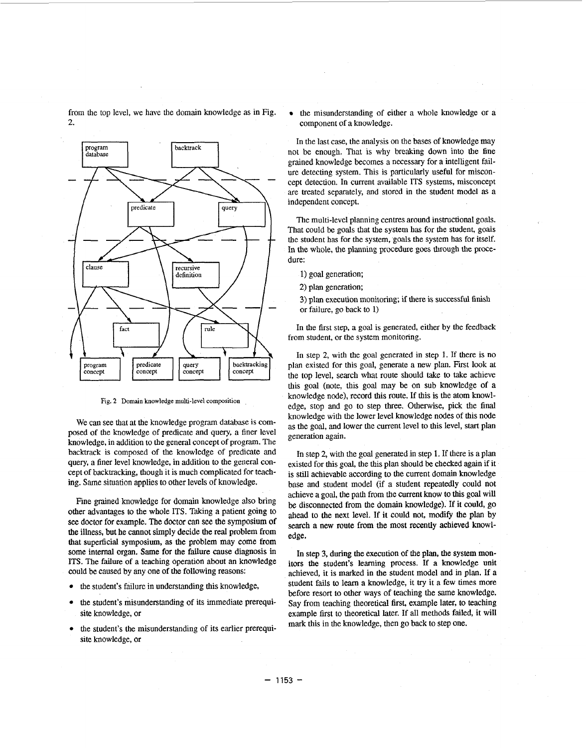from the top level, we have the domain knowledge as in Fig. 2.

Fig. 2 Domain knowledge multi-level composition

We can see that at the knowledge program database is composed of the knowledge of predicate and query, a finer level knowledge, in addition to the general concept of program. The backtrack is composed of the knowledge of predicate and query, a finer level knowledge, in addition to the general concept of backtracking, though it is much complicated for teaching. Same situation applies to other levels of knowledge.

Fine grained knowledge for domain knowledge also bring other advantages to the whole ITS. Taking a patient going to see doctor for example. The doctor can see the symposium of the illness, but he cannot simply decide the real problem from that superficial symposium, as the problem may come from some internal organ. Same for the failure cause diagnosis in ITS. The failure of a teaching operation about an knowledge could be caused by any one of the following reasons:

- the student's failure in understanding this knowledge,
- the student's misunderstanding of its immediate prerequisite knowledge, or
- the student's the misunderstanding of its earlier prerequisite knowledge, or
- the misunderstanding of either a whole knowledge or a component of a knowledge.

In the last case, the analysis on the bases of knowledge may not be enough. That is why breaking down into the fine grained knowledge becomes a necessary for a intelligent failure detecting system. This is particularly useful for misconcept detection. In current available ITS systems, misconcept are treated separately, and stored in the student model as a independent concept.

The multi-level planning centres around instructional goals. That could be goals that the system has for the student, goals the student has for the system, goals the system has for itself. In the whole, the planning procedure goes through the procedure:

1) goal generation;

2) plan generation;

3) plan execution monitoring; if there is successful finish or failure, go back to 1)

In the first step, a goal is generated, either by the feedback from student, or the system monitoring.

In step 2, with the goal generated in step 1. If there is no plan existed for this goal, generate a new plan. First look at the top level, search what route should take to take achieve this goal (note, this goal may be on sub knowledge of a knowledge node), record this route. If this is the atom knowledge, stop and go to step three. Otherwise, pick the final knowledge with the lower level knowledge nodes of this node as the goal, and lower the current level to this level, start plan generation again.

In step 2, with the goal generated in step 1. If there is a plan existed for this goal, the this plan should be checked again if it is still achievable according to the current domain knowledge base and student model (if a student repeatedly could not achieve a goal, the path from the current know to this goal will be disconnected from the domain knowledge). If it could, go ahead to the next level. If it could not, modify the plan by search a new route from the most recently achieved knowledge.

In step 3, during the execution of the plan, the system monitors the student's learning process. If a knowledge unit achieved, it is marked in the student model and in plan. If a student fails to learn a knowledge, it try it a few times more before resort to other ways of teaching the same knowledge. Say from teaching theoretical first, example later, to teaching example first to theoretical later. If all methods failed, it will mark this in the knowledge, then go back to step one.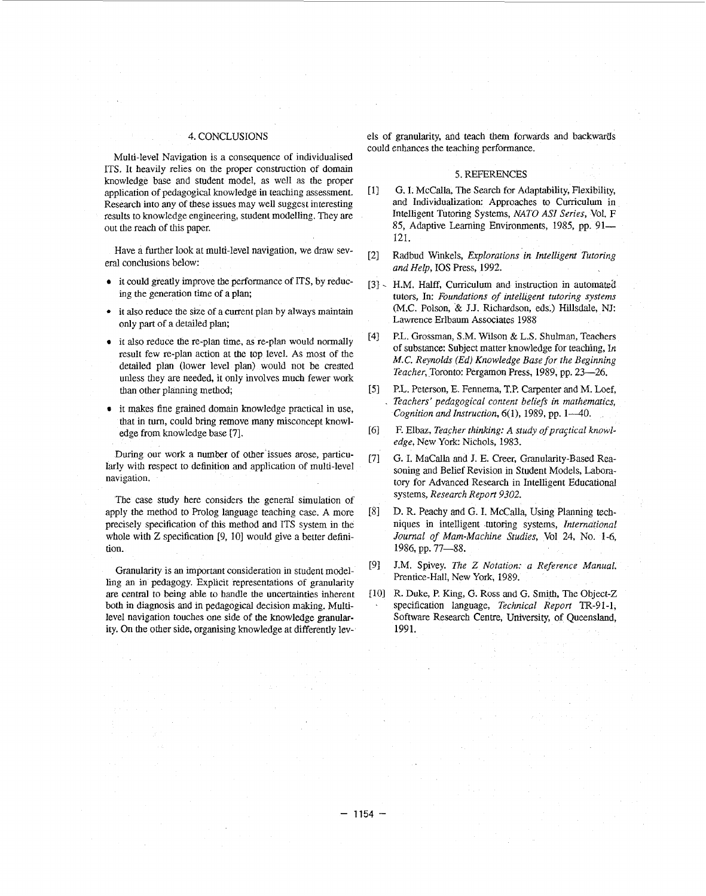## 4. CONCLUSIONS

Multi-level Navigation is a consequence of individualised ITS. It heavily relies on the proper construction of domain knowledge base and student model, as well as the proper application of pedagogical knowledge in teaching assessment. Research into any of these issues may well suggest interesting results to knowledge engineering, student modelling. They are out the reach of this paper.

Have a further look at multi-level navigation, we draw several conclusions below:

- it could greatly improve the performance of ITS, by reducing the generation time of a plan;
- it also reduce the size of a current plan by always maintain only part of a detailed plan;
- it also reduce the re-plan time, as re-plan would normally result few re-plan action at the top level. As most of the detailed plan (lower level plan) would not be created unless they are needed, it only involves much fewer work than other planning method;
- it makes fine grained domain knowledge practical in use, that in turn, could bring remove many misconcept knowledge from knowledge base [7].

During our work a number of other issues arose, particularly with respect to definition and application of multi-level navigation.

The case study here considers the general simulation of apply the method to Prolog language teaching case. A more precisely specification of this method and ITS system in the whole with Z specification [9, 10] would give a better definition.

Granularity is an important consideration in student modelling an in pedagogy. Explicit representations of granularity are central to being able to handle the uncertainties inherent both in diagnosis and in pedagogical decision making. Multi-level navigation touches one side of the knowledge granularity. On the other side, organising knowledge at differently levels of granularity, and teach them forwards and backwards could enhances the teaching performance.

## 5. REFERENCES

[1] G. I. McCalla, The Search for Adaptability, Flexibility, and Individualization: Approaches to Curriculum in Intelligent Tutoring Systems, *NATO ASI Series*, Vol. F 85, Adaptive Learning Environments, 1985, pp. 91—121.

[2] Radbud Winkels, *Explorations in Intelligent Tutoring and Help*, IOS Press, 1992.

[3] H.M. Halff, Curriculum and instruction in automated tutors, In: *Foundations of intelligent tutoring systems* (M.C. Polson, & J.J. Richardson, eds.) Hillsdale, NJ: Lawrence Erlbaum Associates 1988

[4] P.L. Grossman, S.M. Wilson & L.S. Shulman, Teachers of substance: Subject matter knowledge for teaching, *In M.C. Reynolds (Ed) Knowledge Base for the Beginning Teacher*, Toronto: Pergamon Press, 1989, pp. 23—26.

[5] P.L. Peterson, E. Fennema, T.P. Carpenter and M. Loef, *Teachers' pedagogical content beliefs in mathematics, Cognition and Instruction*, 6(1), 1989, pp. 1—40.

[6] F. Elbaz, *Teacher thinking: A study of practical knowledge*, New York: Nichols, 1983.

[7] G. I. MaCalla and J. E. Creer, Granularity-Based Reasoning and Belief Revision in Student Models, Laboratory for Advanced Research in Intelligent Educational systems, *Research Report 9302*.

[8] D. R. Peachy and G. I. McCalla, Using Planning techniques in intelligent tutoring systems, *International Journal of Mam-Machine Studies*, Vol 24, No. 1-6, 1986, pp. 77—88.

[9] J.M. Spivey. *The Z Notation: a Reference Manual.* Prentice-Hall, New York, 1989.

[10] R. Duke, P. King, G. Ross and G. Smith, The Object-Z specification language, *Technical Report* TR-91-1, Software Research Centre, University, of Queensland, 1991.